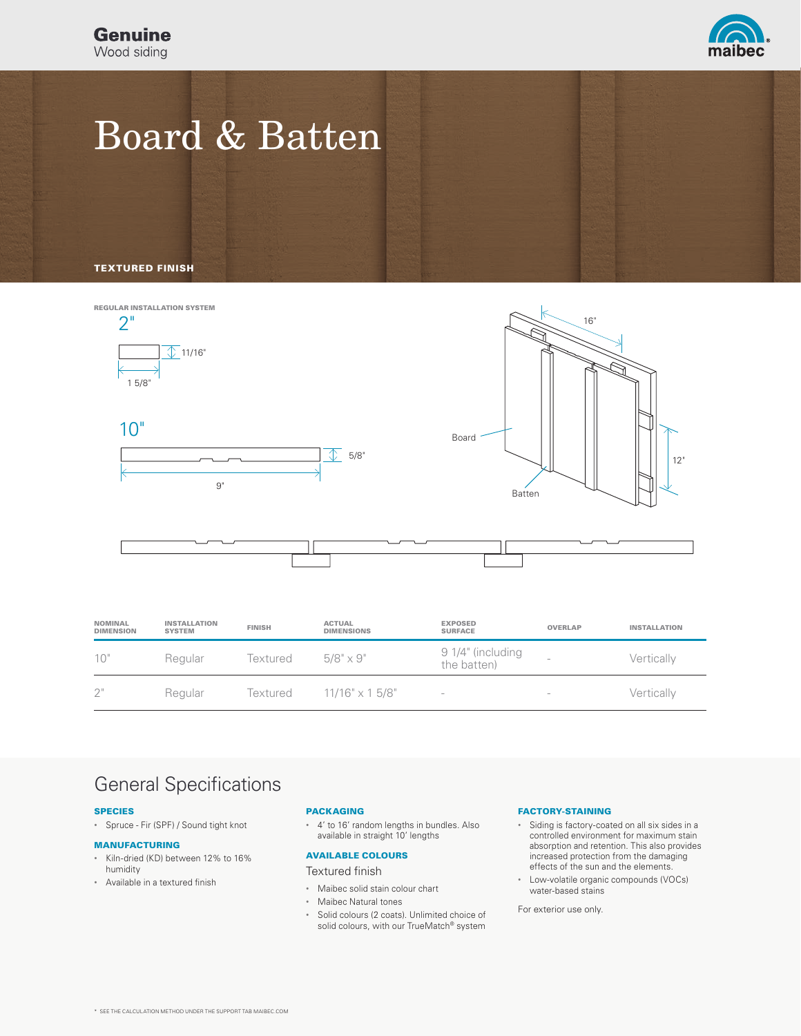**Genuine**
Wood siding

# Board & Batten

**TEXTURED FINISH**

REGULAR INSTALLATION SYSTEM

2"

11/16"

1 5/8"

10"

5/8"

9"

16"

Board

12"

Batten

| NOMINAL DIMENSION | INSTALLATION SYSTEM | FINISH | ACTUAL DIMENSIONS | EXPOSED SURFACE | OVERLAP | INSTALLATION |
|---|---|---|---|---|---|---|
| 10" | Regular | Textured | 5/8" x 9" | 9 1/4" (including the batten) | - | Vertically |
| 2" | Regular | Textured | 11/16" x 1 5/8" | - | - | Vertically |

## General Specifications

### SPECIES

- Spruce - Fir (SPF) / Sound tight knot

### MANUFACTURING

- Kiln-dried (KD) between 12% to 16% humidity
- Available in a textured finish

### PACKAGING

- 4' to 16' random lengths in bundles. Also available in straight 10' lengths

### AVAILABLE COLOURS

Textured finish

- Maibec solid stain colour chart
- Maibec Natural tones
- Solid colours (2 coats). Unlimited choice of solid colours, with our TrueMatch® system

### FACTORY-STAINING

- Siding is factory-coated on all six sides in a controlled environment for maximum stain absorption and retention. This also provides increased protection from the damaging effects of the sun and the elements.
- Low-volatile organic compounds (VOCs) water-based stains

For exterior use only.

* SEE THE CALCULATION METHOD UNDER THE SUPPORT TAB MAIBEC.COM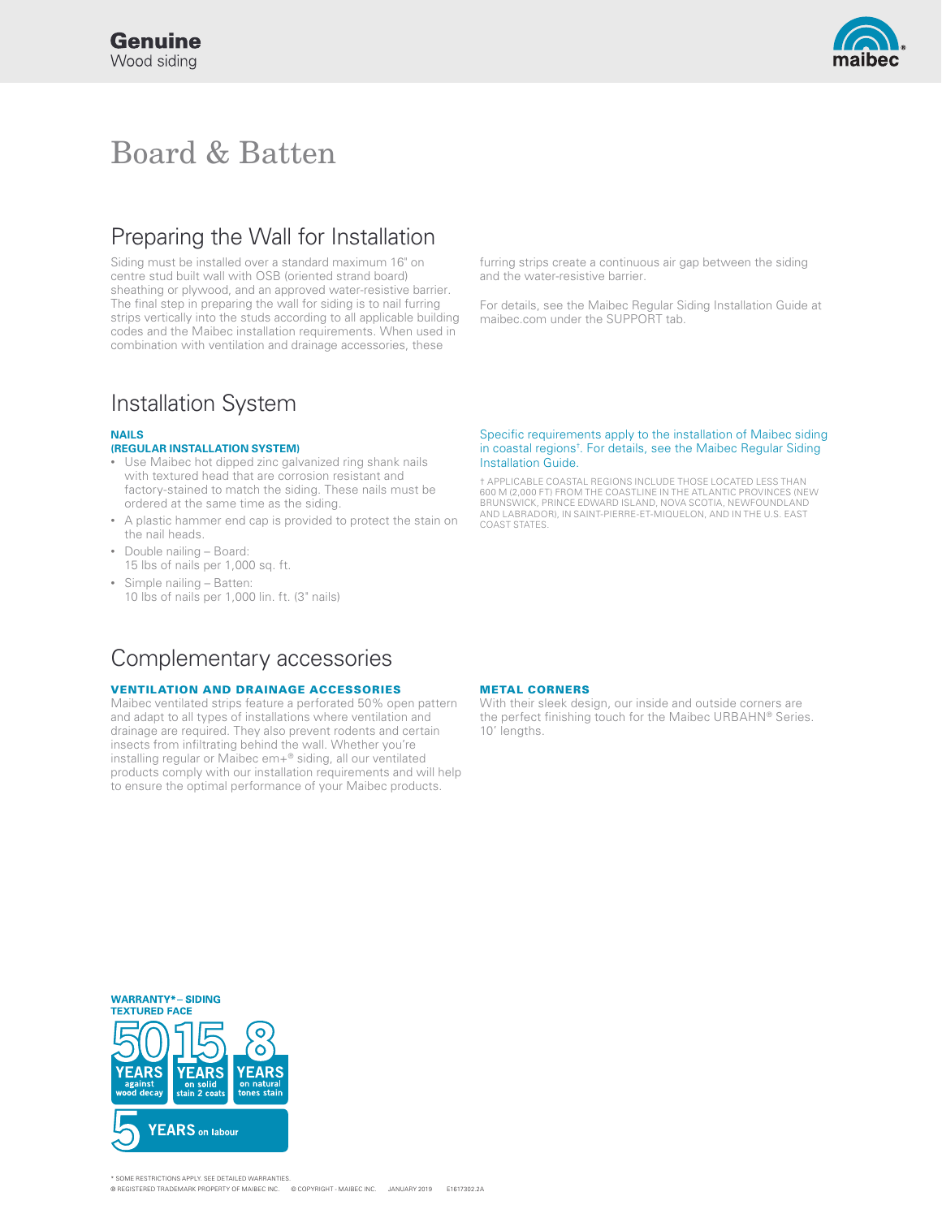# Board & Batten

## Preparing the Wall for Installation

Siding must be installed over a standard maximum 16" on centre stud built wall with OSB (oriented strand board) sheathing or plywood, and an approved water-resistive barrier. The final step in preparing the wall for siding is to nail furring strips vertically into the studs according to all applicable building codes and the Maibec installation requirements. When used in combination with ventilation and drainage accessories, these furring strips create a continuous air gap between the siding and the water-resistive barrier.

For details, see the Maibec Regular Siding Installation Guide at maibec.com under the SUPPORT tab.

## Installation System

**NAILS**
**(REGULAR INSTALLATION SYSTEM)**

- Use Maibec hot dipped zinc galvanized ring shank nails with textured head that are corrosion resistant and factory-stained to match the siding. These nails must be ordered at the same time as the siding.
- A plastic hammer end cap is provided to protect the stain on the nail heads.
- Double nailing – Board:
  15 lbs of nails per 1,000 sq. ft.
- Simple nailing – Batten:
  10 lbs of nails per 1,000 lin. ft. (3" nails)

Specific requirements apply to the installation of Maibec siding in coastal regions†. For details, see the Maibec Regular Siding Installation Guide.

† APPLICABLE COASTAL REGIONS INCLUDE THOSE LOCATED LESS THAN 600 M (2,000 FT) FROM THE COASTLINE IN THE ATLANTIC PROVINCES (NEW BRUNSWICK, PRINCE EDWARD ISLAND, NOVA SCOTIA, NEWFOUNDLAND AND LABRADOR), IN SAINT-PIERRE-ET-MIQUELON, AND IN THE U.S. EAST COAST STATES.

## Complementary accessories

**VENTILATION AND DRAINAGE ACCESSORIES**

Maibec ventilated strips feature a perforated 50% open pattern and adapt to all types of installations where ventilation and drainage are required. They also prevent rodents and certain insects from infiltrating behind the wall. Whether you're installing regular or Maibec em+® siding, all our ventilated products comply with our installation requirements and will help to ensure the optimal performance of your Maibec products.

**METAL CORNERS**

With their sleek design, our inside and outside corners are the perfect finishing touch for the Maibec URBAHN® Series. 10' lengths.

**WARRANTY* – SIDING**
**TEXTURED FACE**

50 YEARS against wood decay

15 YEARS on solid stain 2 coats

8 YEARS on natural tones stain

5 YEARS on labour

* SOME RESTRICTIONS APPLY. SEE DETAILED WARRANTIES.
® REGISTERED TRADEMARK PROPERTY OF MAIBEC INC. © COPYRIGHT - MAIBEC INC. JANUARY 2019 E1617302.2A